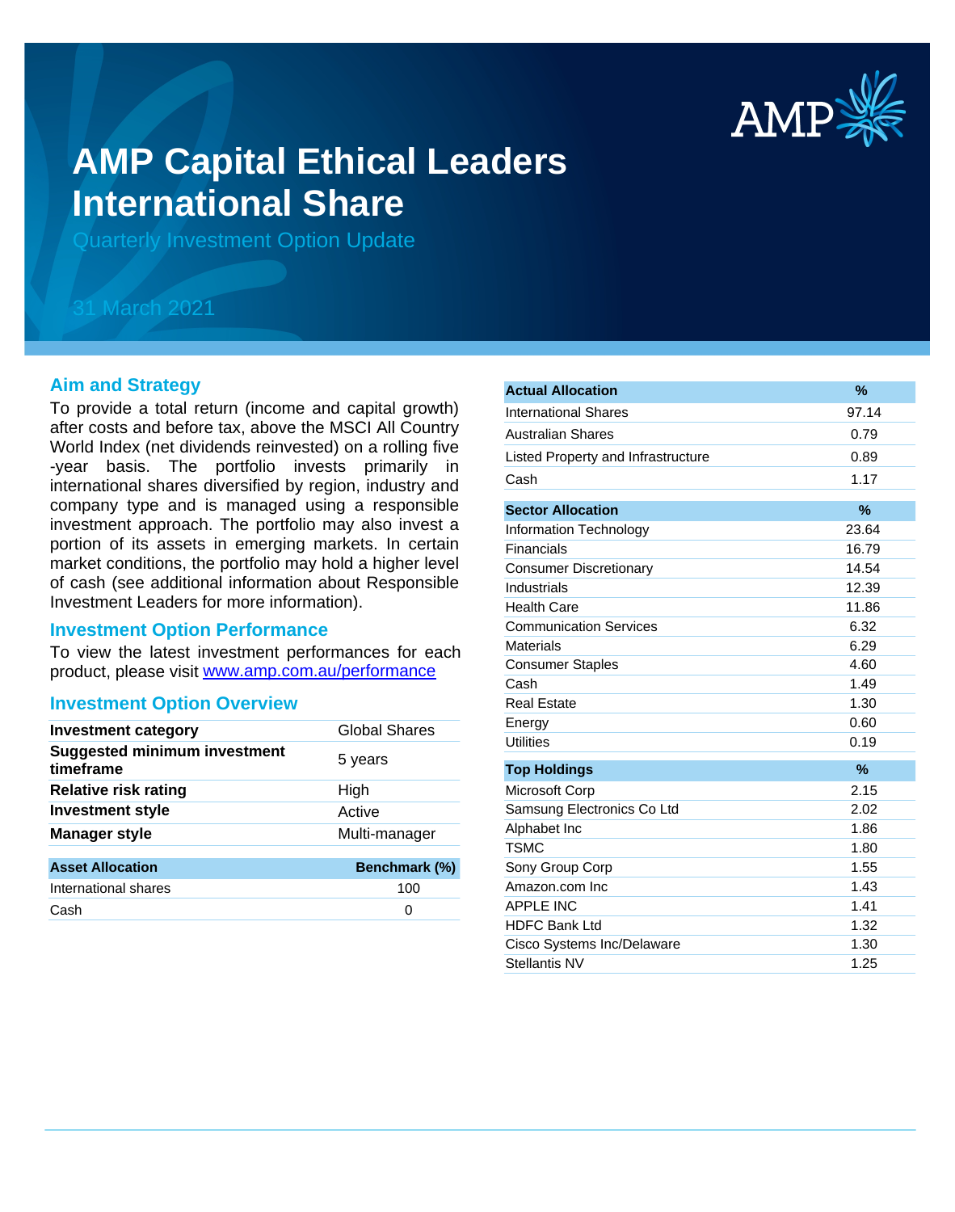# AMP Capital Ethical Leaders International Share

## Quarterly Investment Option Update

31 March 2021

### Aim and Strategy

To provide a total return (income and capital growth) after costs and before tax, above the MSCI All Country World Index (net dividends reinvested) on a rolling five -year basis. The portfolio invests primarily in international shares diversified by region, industry and company type and is managed using a responsible investment approach. The portfolio may also invest a portion of its assets in emerging markets. In certain market conditions, the portfolio may hold a higher level of cash (see additional information about Responsible Investment Leaders for more information).

### Investment Option Performance

To view the latest investment performances for each product, please visit www.amp.com.au/performance

### Investment Option Overview

| | |
|---|---|
| **Investment category** | Global Shares |
| **Suggested minimum investment timeframe** | 5 years |
| **Relative risk rating** | High |
| **Investment style** | Active |
| **Manager style** | Multi-manager |

| Asset Allocation | Benchmark (%) |
|---|---|
| International shares | 100 |
| Cash | 0 |

| Actual Allocation | % |
|---|---|
| International Shares | 97.14 |
| Australian Shares | 0.79 |
| Listed Property and Infrastructure | 0.89 |
| Cash | 1.17 |

| Sector Allocation | % |
|---|---|
| Information Technology | 23.64 |
| Financials | 16.79 |
| Consumer Discretionary | 14.54 |
| Industrials | 12.39 |
| Health Care | 11.86 |
| Communication Services | 6.32 |
| Materials | 6.29 |
| Consumer Staples | 4.60 |
| Cash | 1.49 |
| Real Estate | 1.30 |
| Energy | 0.60 |
| Utilities | 0.19 |

| Top Holdings | % |
|---|---|
| Microsoft Corp | 2.15 |
| Samsung Electronics Co Ltd | 2.02 |
| Alphabet Inc | 1.86 |
| TSMC | 1.80 |
| Sony Group Corp | 1.55 |
| Amazon.com Inc | 1.43 |
| APPLE INC | 1.41 |
| HDFC Bank Ltd | 1.32 |
| Cisco Systems Inc/Delaware | 1.30 |
| Stellantis NV | 1.25 |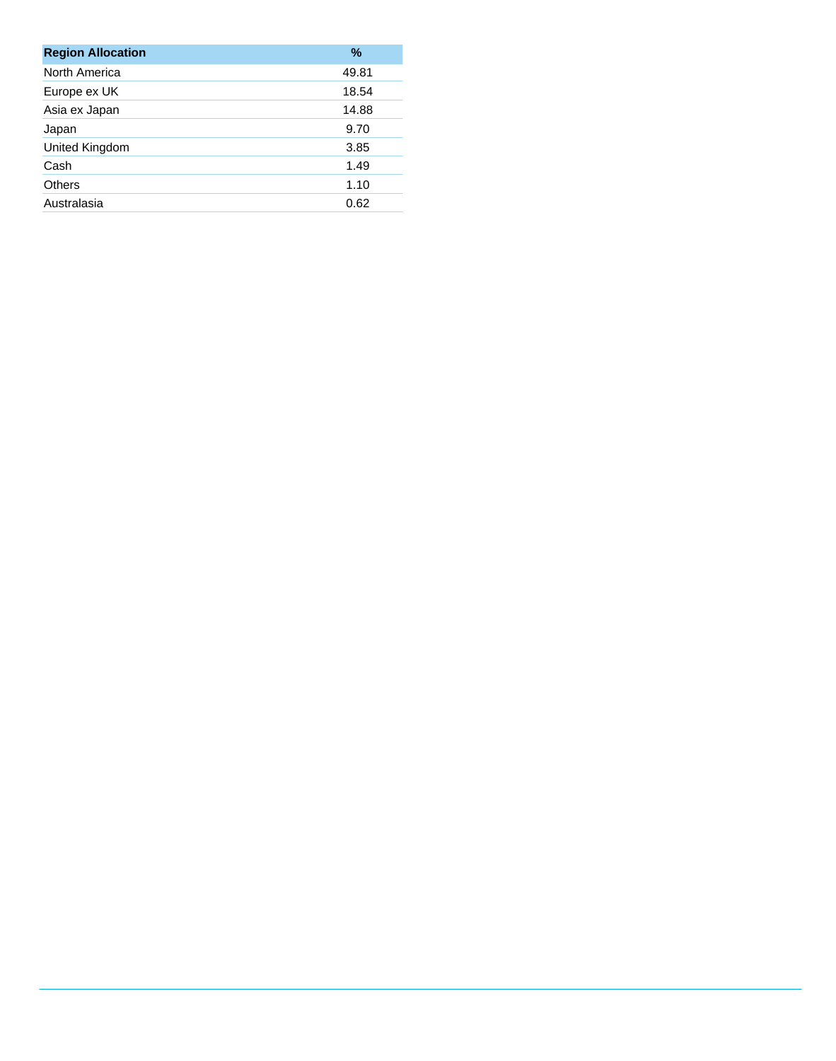| Region Allocation | % |
|---|---|
| North America | 49.81 |
| Europe ex UK | 18.54 |
| Asia ex Japan | 14.88 |
| Japan | 9.70 |
| United Kingdom | 3.85 |
| Cash | 1.49 |
| Others | 1.10 |
| Australasia | 0.62 |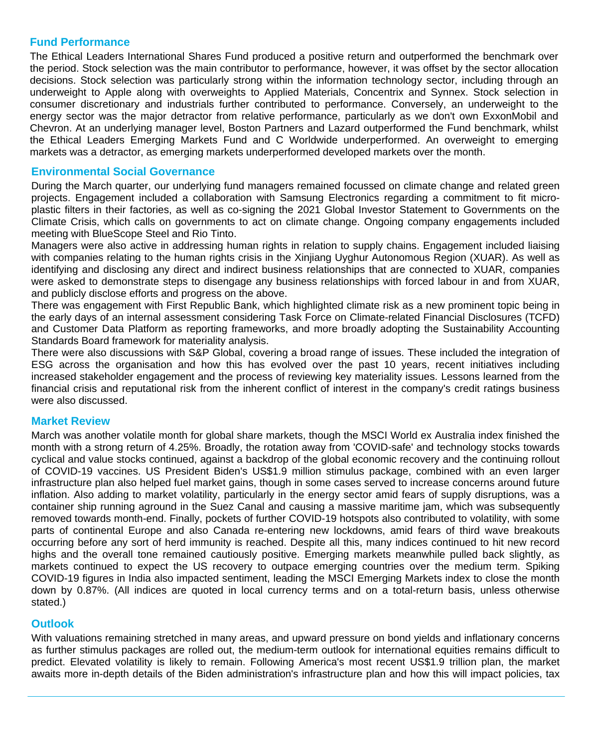## Fund Performance

The Ethical Leaders International Shares Fund produced a positive return and outperformed the benchmark over the period. Stock selection was the main contributor to performance, however, it was offset by the sector allocation decisions. Stock selection was particularly strong within the information technology sector, including through an underweight to Apple along with overweights to Applied Materials, Concentrix and Synnex. Stock selection in consumer discretionary and industrials further contributed to performance. Conversely, an underweight to the energy sector was the major detractor from relative performance, particularly as we don't own ExxonMobil and Chevron. At an underlying manager level, Boston Partners and Lazard outperformed the Fund benchmark, whilst the Ethical Leaders Emerging Markets Fund and C Worldwide underperformed. An overweight to emerging markets was a detractor, as emerging markets underperformed developed markets over the month.

## Environmental Social Governance

During the March quarter, our underlying fund managers remained focussed on climate change and related green projects. Engagement included a collaboration with Samsung Electronics regarding a commitment to fit micro-plastic filters in their factories, as well as co-signing the 2021 Global Investor Statement to Governments on the Climate Crisis, which calls on governments to act on climate change. Ongoing company engagements included meeting with BlueScope Steel and Rio Tinto.

Managers were also active in addressing human rights in relation to supply chains. Engagement included liaising with companies relating to the human rights crisis in the Xinjiang Uyghur Autonomous Region (XUAR). As well as identifying and disclosing any direct and indirect business relationships that are connected to XUAR, companies were asked to demonstrate steps to disengage any business relationships with forced labour in and from XUAR, and publicly disclose efforts and progress on the above.

There was engagement with First Republic Bank, which highlighted climate risk as a new prominent topic being in the early days of an internal assessment considering Task Force on Climate-related Financial Disclosures (TCFD) and Customer Data Platform as reporting frameworks, and more broadly adopting the Sustainability Accounting Standards Board framework for materiality analysis.

There were also discussions with S&P Global, covering a broad range of issues. These included the integration of ESG across the organisation and how this has evolved over the past 10 years, recent initiatives including increased stakeholder engagement and the process of reviewing key materiality issues. Lessons learned from the financial crisis and reputational risk from the inherent conflict of interest in the company's credit ratings business were also discussed.

## Market Review

March was another volatile month for global share markets, though the MSCI World ex Australia index finished the month with a strong return of 4.25%. Broadly, the rotation away from 'COVID-safe' and technology stocks towards cyclical and value stocks continued, against a backdrop of the global economic recovery and the continuing rollout of COVID-19 vaccines. US President Biden's US$1.9 million stimulus package, combined with an even larger infrastructure plan also helped fuel market gains, though in some cases served to increase concerns around future inflation. Also adding to market volatility, particularly in the energy sector amid fears of supply disruptions, was a container ship running aground in the Suez Canal and causing a massive maritime jam, which was subsequently removed towards month-end. Finally, pockets of further COVID-19 hotspots also contributed to volatility, with some parts of continental Europe and also Canada re-entering new lockdowns, amid fears of third wave breakouts occurring before any sort of herd immunity is reached. Despite all this, many indices continued to hit new record highs and the overall tone remained cautiously positive. Emerging markets meanwhile pulled back slightly, as markets continued to expect the US recovery to outpace emerging countries over the medium term. Spiking COVID-19 figures in India also impacted sentiment, leading the MSCI Emerging Markets index to close the month down by 0.87%. (All indices are quoted in local currency terms and on a total-return basis, unless otherwise stated.)

## Outlook

With valuations remaining stretched in many areas, and upward pressure on bond yields and inflationary concerns as further stimulus packages are rolled out, the medium-term outlook for international equities remains difficult to predict. Elevated volatility is likely to remain. Following America's most recent US$1.9 trillion plan, the market awaits more in-depth details of the Biden administration's infrastructure plan and how this will impact policies, tax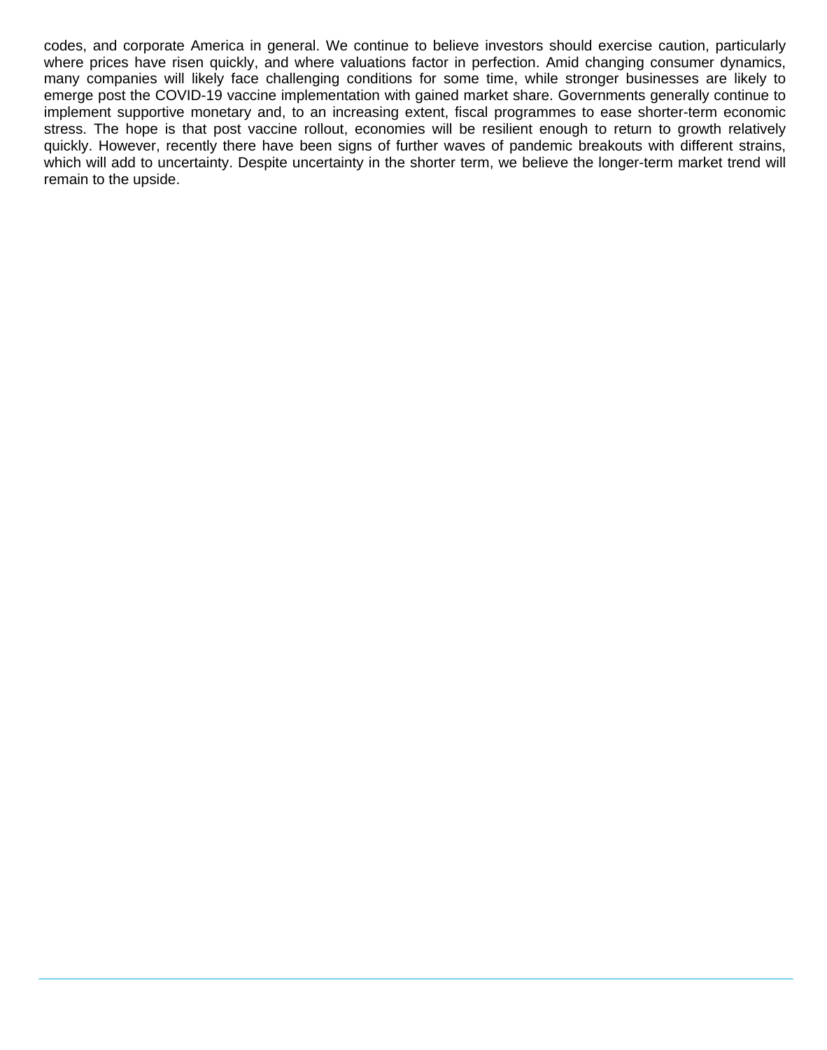codes, and corporate America in general. We continue to believe investors should exercise caution, particularly where prices have risen quickly, and where valuations factor in perfection. Amid changing consumer dynamics, many companies will likely face challenging conditions for some time, while stronger businesses are likely to emerge post the COVID-19 vaccine implementation with gained market share. Governments generally continue to implement supportive monetary and, to an increasing extent, fiscal programmes to ease shorter-term economic stress. The hope is that post vaccine rollout, economies will be resilient enough to return to growth relatively quickly. However, recently there have been signs of further waves of pandemic breakouts with different strains, which will add to uncertainty. Despite uncertainty in the shorter term, we believe the longer-term market trend will remain to the upside.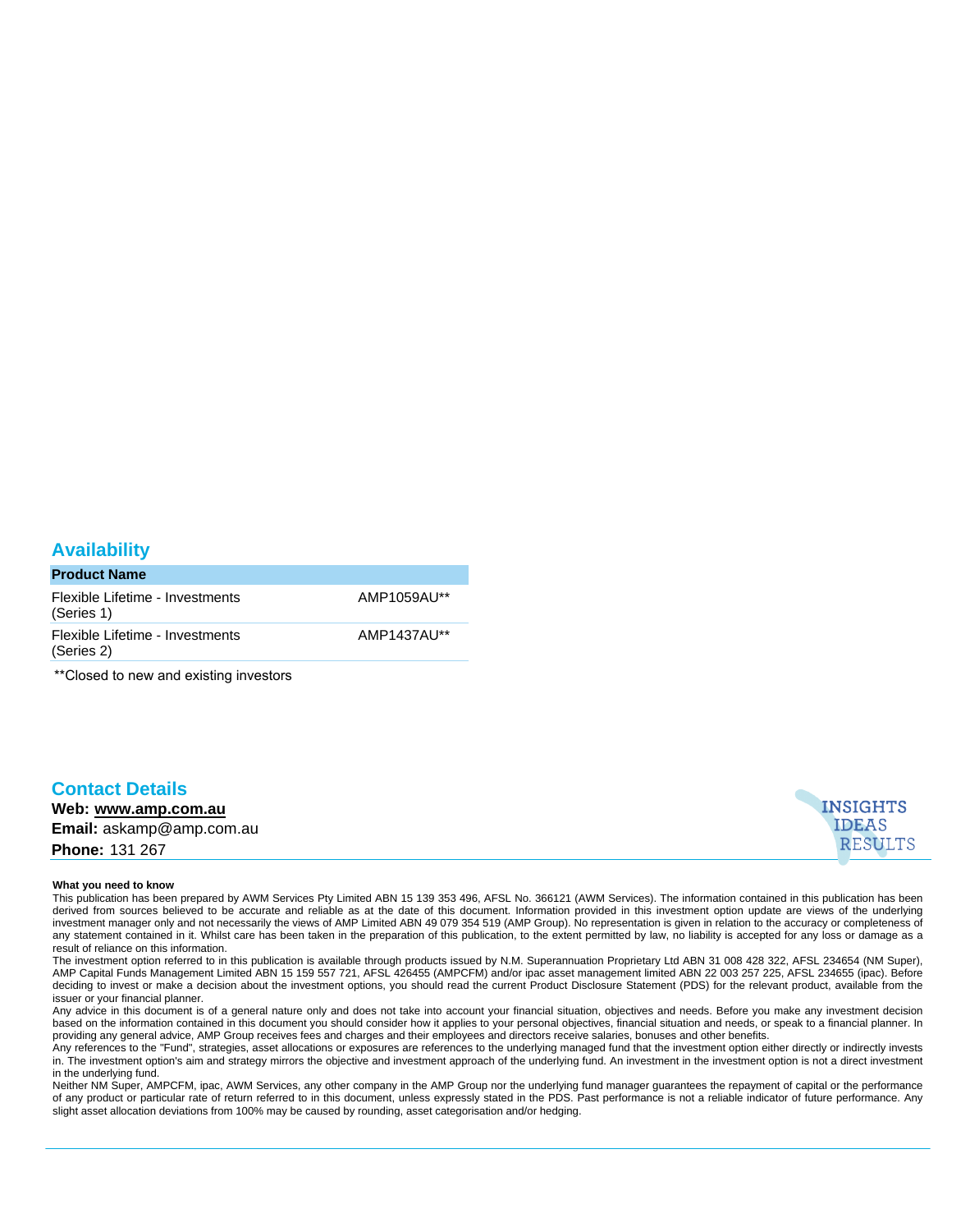## Availability

| Product Name | |
|---|---|
| Flexible Lifetime - Investments (Series 1) | AMP1059AU** |
| Flexible Lifetime - Investments (Series 2) | AMP1437AU** |

**Closed to new and existing investors

## Contact Details

**Web:** **www.amp.com.au**
**Email:** askamp@amp.com.au
**Phone:** 131 267

INSIGHTS
IDEAS
RESULTS

**What you need to know**

This publication has been prepared by AWM Services Pty Limited ABN 15 139 353 496, AFSL No. 366121 (AWM Services). The information contained in this publication has been derived from sources believed to be accurate and reliable as at the date of this document. Information provided in this investment option update are views of the underlying investment manager only and not necessarily the views of AMP Limited ABN 49 079 354 519 (AMP Group). No representation is given in relation to the accuracy or completeness of any statement contained in it. Whilst care has been taken in the preparation of this publication, to the extent permitted by law, no liability is accepted for any loss or damage as a result of reliance on this information.

The investment option referred to in this publication is available through products issued by N.M. Superannuation Proprietary Ltd ABN 31 008 428 322, AFSL 234654 (NM Super), AMP Capital Funds Management Limited ABN 15 159 557 721, AFSL 426455 (AMPCFM) and/or ipac asset management limited ABN 22 003 257 225, AFSL 234655 (ipac). Before deciding to invest or make a decision about the investment options, you should read the current Product Disclosure Statement (PDS) for the relevant product, available from the issuer or your financial planner.

Any advice in this document is of a general nature only and does not take into account your financial situation, objectives and needs. Before you make any investment decision based on the information contained in this document you should consider how it applies to your personal objectives, financial situation and needs, or speak to a financial planner. In providing any general advice, AMP Group receives fees and charges and their employees and directors receive salaries, bonuses and other benefits.

Any references to the "Fund", strategies, asset allocations or exposures are references to the underlying managed fund that the investment option either directly or indirectly invests in. The investment option's aim and strategy mirrors the objective and investment approach of the underlying fund. An investment in the investment option is not a direct investment in the underlying fund.

Neither NM Super, AMPCFM, ipac, AWM Services, any other company in the AMP Group nor the underlying fund manager guarantees the repayment of capital or the performance of any product or particular rate of return referred to in this document, unless expressly stated in the PDS. Past performance is not a reliable indicator of future performance. Any slight asset allocation deviations from 100% may be caused by rounding, asset categorisation and/or hedging.